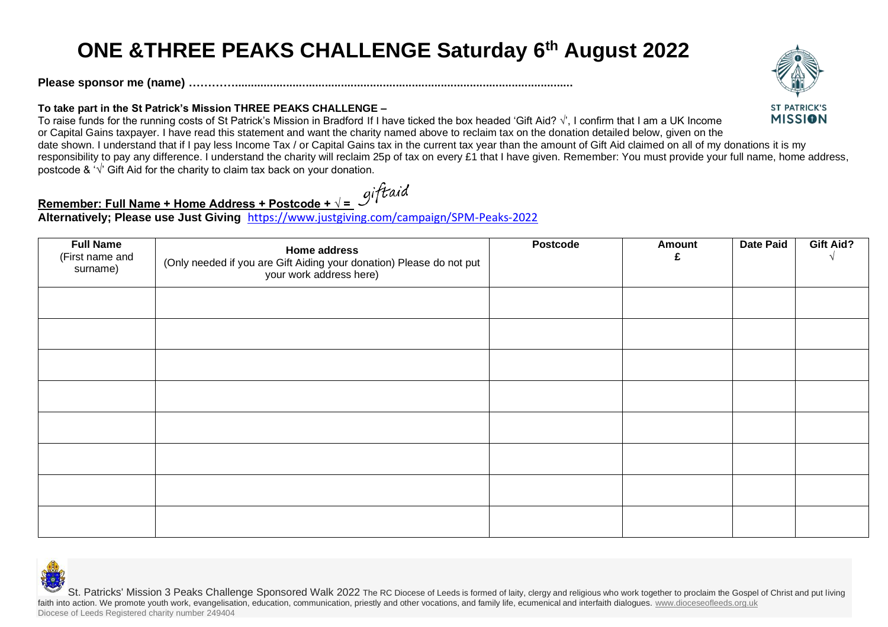# ONE &THREE PEAKS CHALLENGE Saturday 6th August 2022

**Please sponsor me (name) ………......................................................................................................**

**To take part in the St Patrick's Mission THREE PEAKS CHALLENGE –**

To raise funds for the running costs of St Patrick's Mission in Bradford If I have ticked the box headed 'Gift Aid? √', I confirm that I am a UK Income or Capital Gains taxpayer. I have read this statement and want the charity named above to reclaim tax on the donation detailed below, given on the date shown. I understand that if I pay less Income Tax / or Capital Gains tax in the current tax year than the amount of Gift Aid claimed on all of my donations it is my responsibility to pay any difference. I understand the charity will reclaim 25p of tax on every £1 that I have given. Remember: You must provide your full name, home address, postcode & '√' Gift Aid for the charity to claim tax back on your donation.

**Remember: Full Name + Home Address + Postcode + √ =** giftaid

**Alternatively; Please use Just Giving** https://www.justgiving.com/campaign/SPM-Peaks-2022

| **Full Name** (First name and surname) | **Home address** (Only needed if you are Gift Aiding your donation) Please do not put your work address here) | **Postcode** | **Amount £** | **Date Paid** | **Gift Aid? √** |
|---|---|---|---|---|---|
| | | | | | |
| | | | | | |
| | | | | | |
| | | | | | |
| | | | | | |
| | | | | | |
| | | | | | |
| | | | | | |

St. Patricks' Mission 3 Peaks Challenge Sponsored Walk 2022 The RC Diocese of Leeds is formed of laity, clergy and religious who work together to proclaim the Gospel of Christ and put living faith into action. We promote youth work, evangelisation, education, communication, priestly and other vocations, and family life, ecumenical and interfaith dialogues. www.dioceseofleeds.org.uk

Diocese of Leeds Registered charity number 249404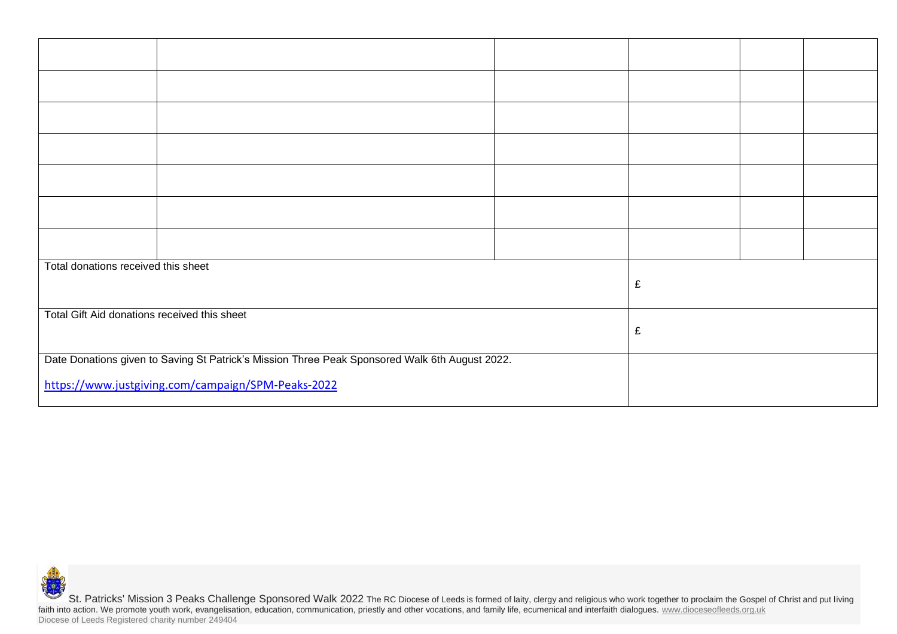| | | | | | |
|---|---|---|---|---|---|
| | | | | | |
| | | | | | |
| | | | | | |
| | | | | | |
| | | | | | |
| | | | | | |
| | | | | | |
| Total donations received this sheet | | | £ | | |
| Total Gift Aid donations received this sheet | | | £ | | |
| Date Donations given to Saving St Patrick's Mission Three Peak Sponsored Walk 6th August 2022. https://www.justgiving.com/campaign/SPM-Peaks-2022 | | | | | |

St. Patricks' Mission 3 Peaks Challenge Sponsored Walk 2022 The RC Diocese of Leeds is formed of laity, clergy and religious who work together to proclaim the Gospel of Christ and put living faith into action. We promote youth work, evangelisation, education, communication, priestly and other vocations, and family life, ecumenical and interfaith dialogues. www.dioceseofleeds.org.uk
Diocese of Leeds Registered charity number 249404